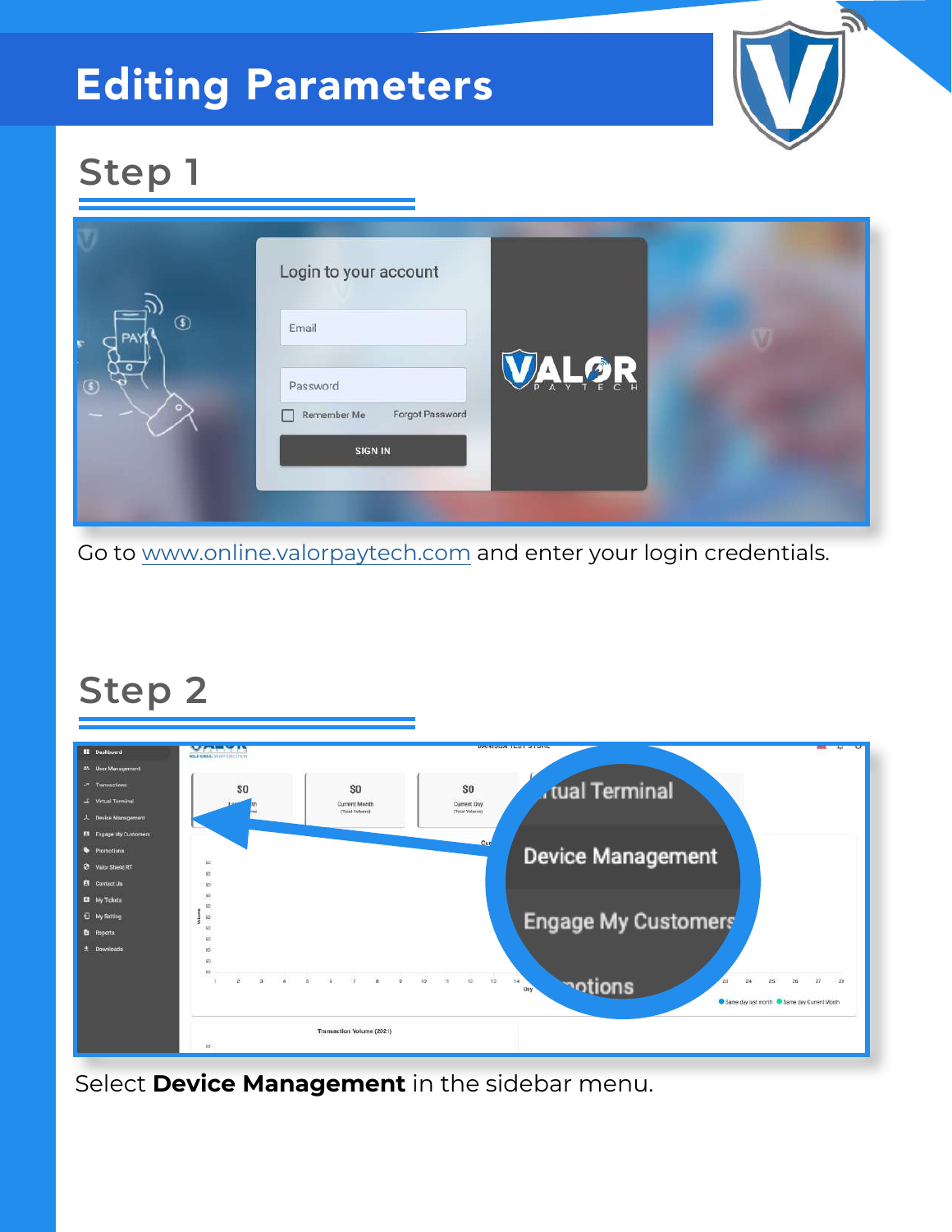# Editing Parameters

## Step 1

Go to www.online.valorpaytech.com and enter your login credentials.

## Step 2

Select **Device Management** in the sidebar menu.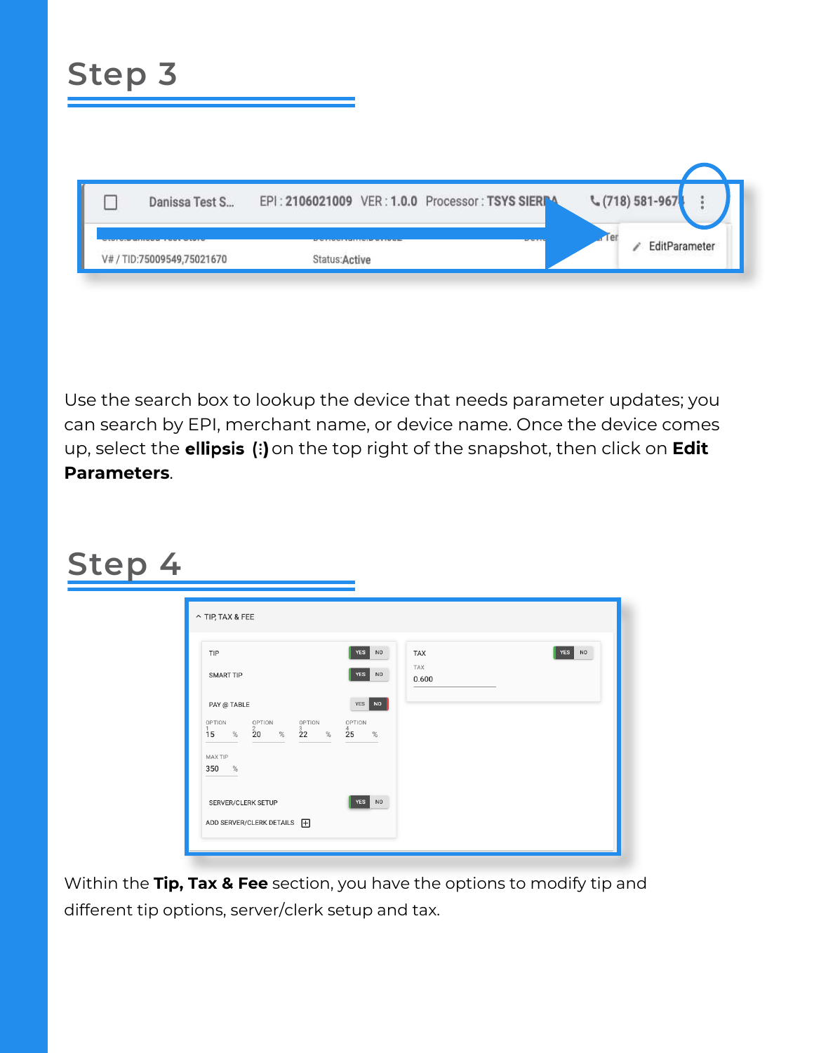## Step 3

Use the search box to lookup the device that needs parameter updates; you can search by EPI, merchant name, or device name. Once the device comes up, select the **ellipsis (:)** on the top right of the snapshot, then click on **Edit Parameters**.

## Step 4

Within the **Tip, Tax & Fee** section, you have the options to modify tip and different tip options, server/clerk setup and tax.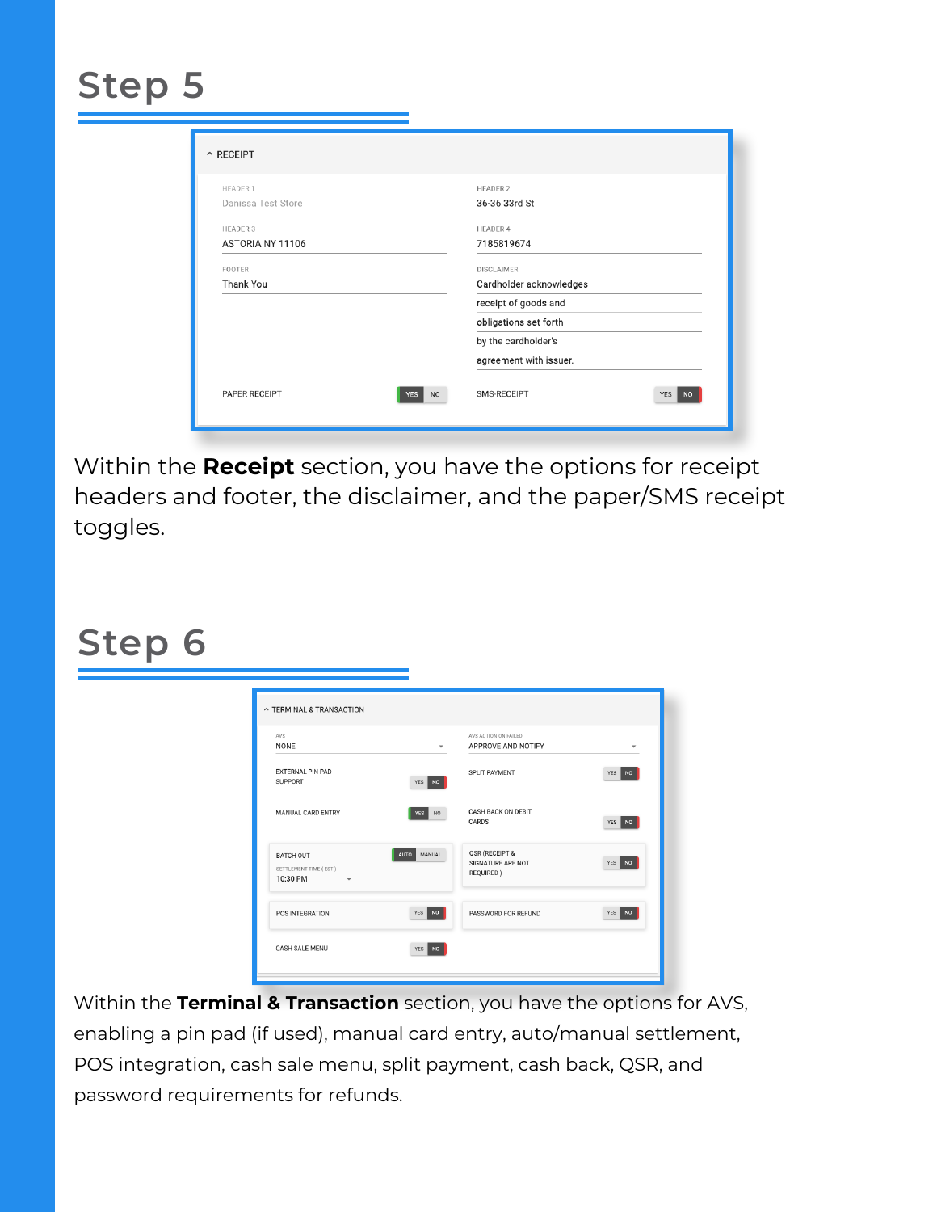## Step 5

Within the **Receipt** section, you have the options for receipt headers and footer, the disclaimer, and the paper/SMS receipt toggles.

## Step 6

Within the **Terminal & Transaction** section, you have the options for AVS, enabling a pin pad (if used), manual card entry, auto/manual settlement, POS integration, cash sale menu, split payment, cash back, QSR, and password requirements for refunds.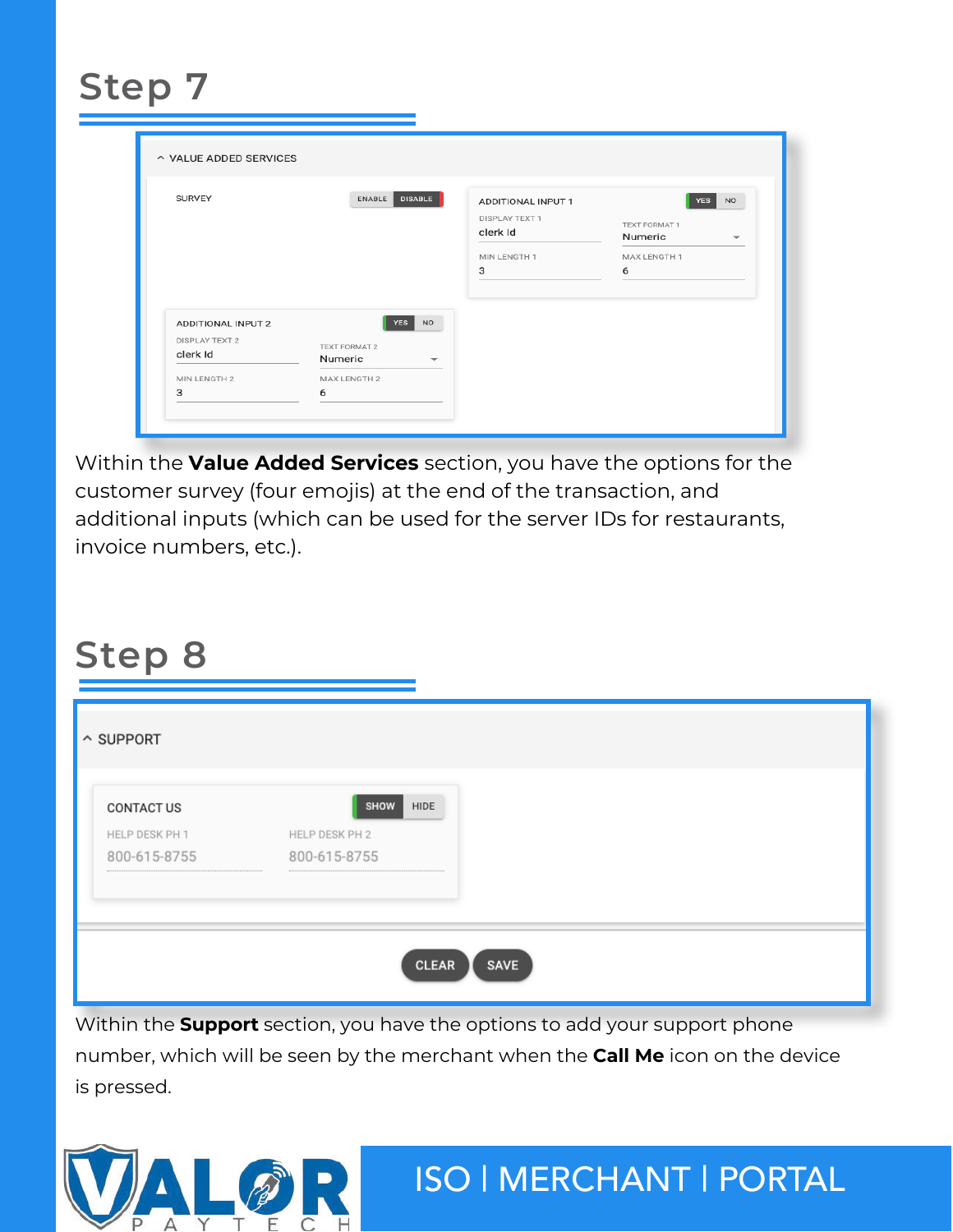## Step 7

VALUE ADDED SERVICES

SURVEY ENABLE DISABLE

ADDITIONAL INPUT 1 YES NO
DISPLAY TEXT 1: clerk Id
TEXT FORMAT 1: Numeric
MIN LENGTH 1: 3
MAX LENGTH 1: 6

ADDITIONAL INPUT 2 YES NO
DISPLAY TEXT 2: clerk Id
TEXT FORMAT 2: Numeric
MIN LENGTH 2: 3
MAX LENGTH 2: 6

Within the **Value Added Services** section, you have the options for the customer survey (four emojis) at the end of the transaction, and additional inputs (which can be used for the server IDs for restaurants, invoice numbers, etc.).

## Step 8

SUPPORT

CONTACT US SHOW HIDE
HELP DESK PH 1: 800-615-8755
HELP DESK PH 2: 800-615-8755

CLEAR SAVE

Within the **Support** section, you have the options to add your support phone number, which will be seen by the merchant when the **Call Me** icon on the device is pressed.

VALOR PAYTECH

ISO | MERCHANT | PORTAL